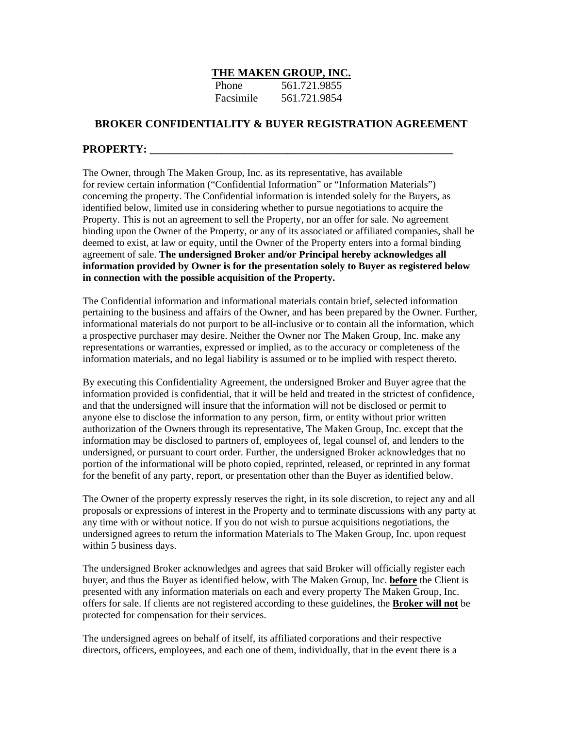**THE MAKEN GROUP, INC.**

Phone 561.721.9855
Facsimile 561.721.9854

## BROKER CONFIDENTIALITY & BUYER REGISTRATION AGREEMENT

**PROPERTY: ________________________________________________________**

The Owner, through The Maken Group, Inc. as its representative, has available for review certain information ("Confidential Information" or "Information Materials") concerning the property. The Confidential information is intended solely for the Buyers, as identified below, limited use in considering whether to pursue negotiations to acquire the Property. This is not an agreement to sell the Property, nor an offer for sale. No agreement binding upon the Owner of the Property, or any of its associated or affiliated companies, shall be deemed to exist, at law or equity, until the Owner of the Property enters into a formal binding agreement of sale. **The undersigned Broker and/or Principal hereby acknowledges all information provided by Owner is for the presentation solely to Buyer as registered below in connection with the possible acquisition of the Property.**

The Confidential information and informational materials contain brief, selected information pertaining to the business and affairs of the Owner, and has been prepared by the Owner. Further, informational materials do not purport to be all-inclusive or to contain all the information, which a prospective purchaser may desire. Neither the Owner nor The Maken Group, Inc. make any representations or warranties, expressed or implied, as to the accuracy or completeness of the information materials, and no legal liability is assumed or to be implied with respect thereto.

By executing this Confidentiality Agreement, the undersigned Broker and Buyer agree that the information provided is confidential, that it will be held and treated in the strictest of confidence, and that the undersigned will insure that the information will not be disclosed or permit to anyone else to disclose the information to any person, firm, or entity without prior written authorization of the Owners through its representative, The Maken Group, Inc. except that the information may be disclosed to partners of, employees of, legal counsel of, and lenders to the undersigned, or pursuant to court order. Further, the undersigned Broker acknowledges that no portion of the informational will be photo copied, reprinted, released, or reprinted in any format for the benefit of any party, report, or presentation other than the Buyer as identified below.

The Owner of the property expressly reserves the right, in its sole discretion, to reject any and all proposals or expressions of interest in the Property and to terminate discussions with any party at any time with or without notice. If you do not wish to pursue acquisitions negotiations, the undersigned agrees to return the information Materials to The Maken Group, Inc. upon request within 5 business days.

The undersigned Broker acknowledges and agrees that said Broker will officially register each buyer, and thus the Buyer as identified below, with The Maken Group, Inc. **before** the Client is presented with any information materials on each and every property The Maken Group, Inc. offers for sale. If clients are not registered according to these guidelines, the **Broker will not** be protected for compensation for their services.

The undersigned agrees on behalf of itself, its affiliated corporations and their respective directors, officers, employees, and each one of them, individually, that in the event there is a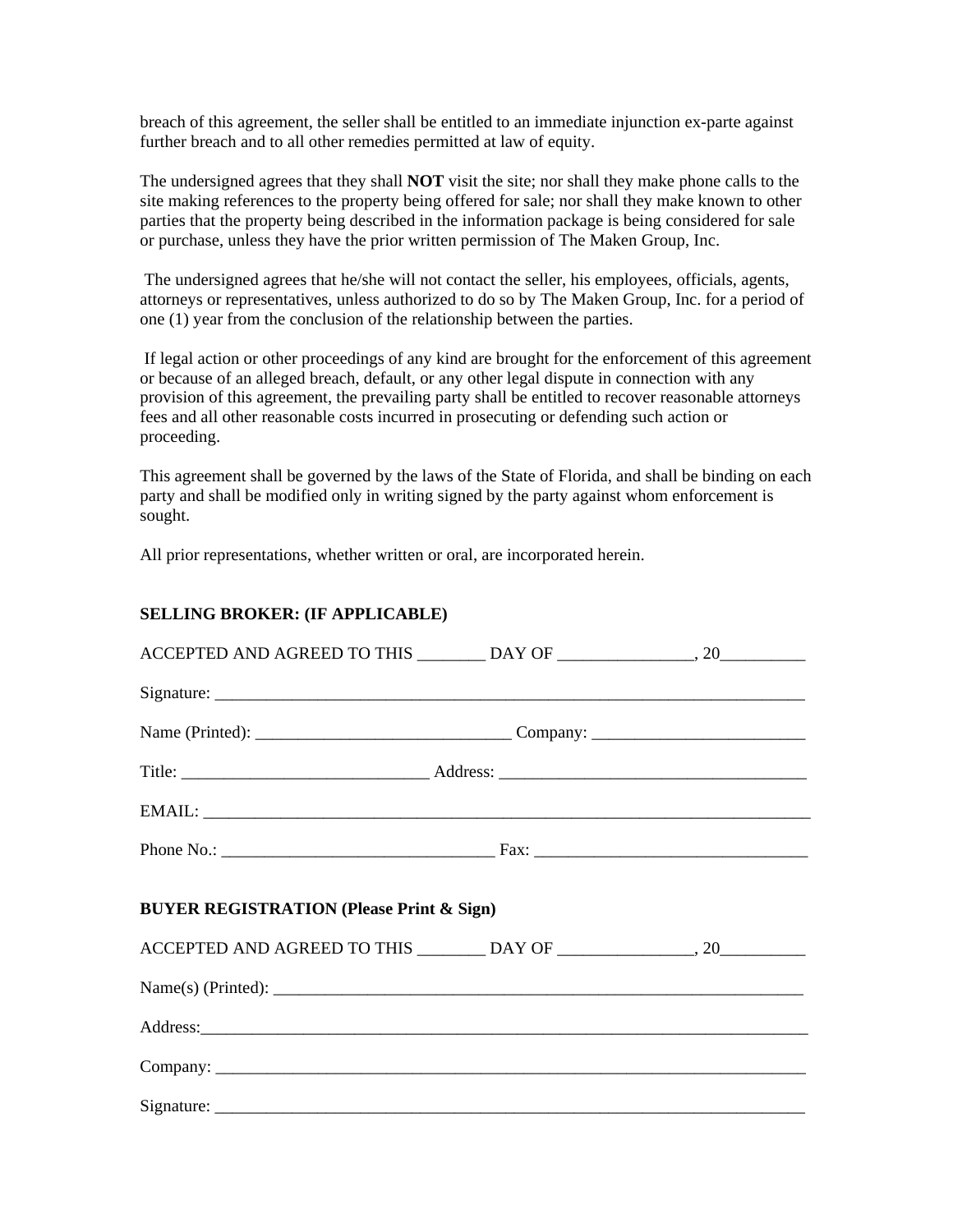breach of this agreement, the seller shall be entitled to an immediate injunction ex-parte against further breach and to all other remedies permitted at law of equity.

The undersigned agrees that they shall **NOT** visit the site; nor shall they make phone calls to the site making references to the property being offered for sale; nor shall they make known to other parties that the property being described in the information package is being considered for sale or purchase, unless they have the prior written permission of The Maken Group, Inc.

The undersigned agrees that he/she will not contact the seller, his employees, officials, agents, attorneys or representatives, unless authorized to do so by The Maken Group, Inc. for a period of one (1) year from the conclusion of the relationship between the parties.

If legal action or other proceedings of any kind are brought for the enforcement of this agreement or because of an alleged breach, default, or any other legal dispute in connection with any provision of this agreement, the prevailing party shall be entitled to recover reasonable attorneys fees and all other reasonable costs incurred in prosecuting or defending such action or proceeding.

This agreement shall be governed by the laws of the State of Florida, and shall be binding on each party and shall be modified only in writing signed by the party against whom enforcement is sought.

All prior representations, whether written or oral, are incorporated herein.

**SELLING BROKER: (IF APPLICABLE)**

ACCEPTED AND AGREED TO THIS ________ DAY OF ________________, 20__________

Signature: ________________________________________________________________________

Name (Printed): ______________________________ Company: _________________________

Title: _____________________________ Address: ____________________________________

EMAIL: ___________________________________________________________________________

Phone No.: ________________________________ Fax: ________________________________

**BUYER REGISTRATION (Please Print & Sign)**

ACCEPTED AND AGREED TO THIS ________ DAY OF ________________, 20__________

Name(s) (Printed): _________________________________________________________________

Address:__________________________________________________________________________

Company: ________________________________________________________________________

Signature: ________________________________________________________________________